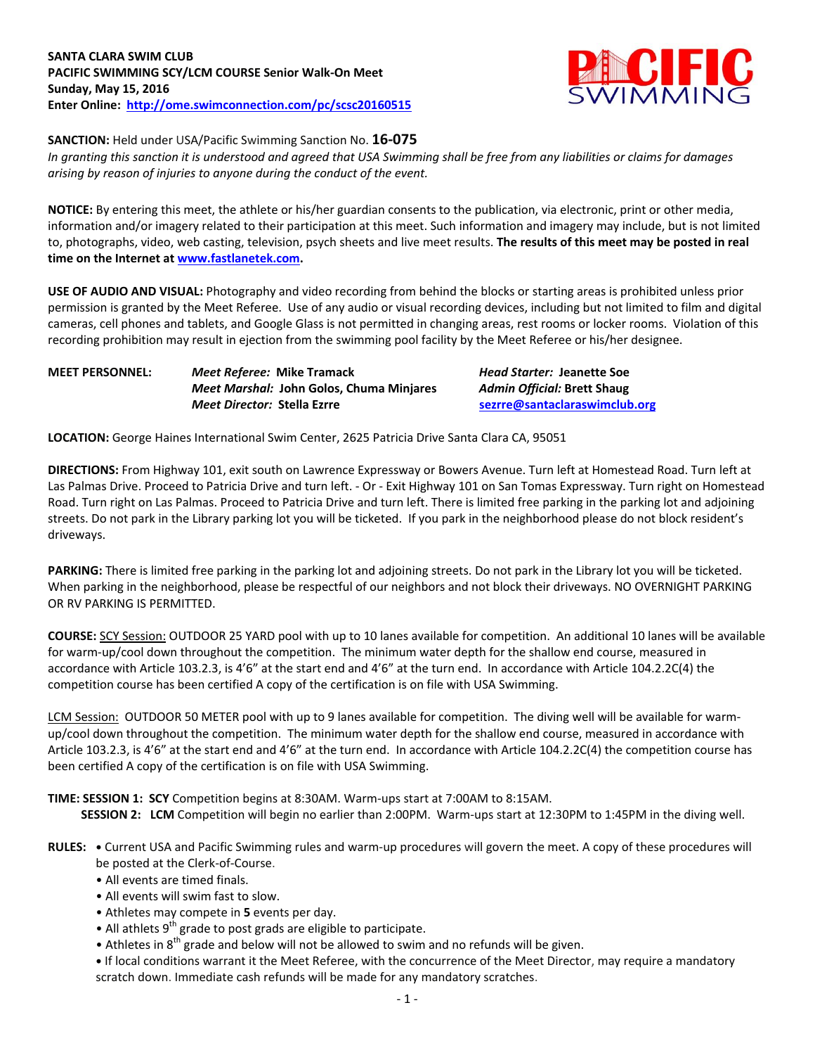**SANTA CLARA SWIM CLUB**
**PACIFIC SWIMMING SCY/LCM COURSE Senior Walk-On Meet**
**Sunday, May 15, 2016**
**Enter Online: http://ome.swimconnection.com/pc/scsc20160515**

**SANCTION:** Held under USA/Pacific Swimming Sanction No. **16-075**
*In granting this sanction it is understood and agreed that USA Swimming shall be free from any liabilities or claims for damages arising by reason of injuries to anyone during the conduct of the event.*

**NOTICE:** By entering this meet, the athlete or his/her guardian consents to the publication, via electronic, print or other media, information and/or imagery related to their participation at this meet. Such information and imagery may include, but is not limited to, photographs, video, web casting, television, psych sheets and live meet results. **The results of this meet may be posted in real time on the Internet at www.fastlanetek.com.**

**USE OF AUDIO AND VISUAL:** Photography and video recording from behind the blocks or starting areas is prohibited unless prior permission is granted by the Meet Referee. Use of any audio or visual recording devices, including but not limited to film and digital cameras, cell phones and tablets, and Google Glass is not permitted in changing areas, rest rooms or locker rooms. Violation of this recording prohibition may result in ejection from the swimming pool facility by the Meet Referee or his/her designee.

**MEET PERSONNEL:**
*Meet Referee:* **Mike Tramack**
*Meet Marshal:* **John Golos, Chuma Minjares**
*Meet Director:* **Stella Ezrre**
*Head Starter:* **Jeanette Soe**
*Admin Official:* **Brett Shaug**
sezrre@santaclaraswimclub.org

**LOCATION:** George Haines International Swim Center, 2625 Patricia Drive Santa Clara CA, 95051

**DIRECTIONS:** From Highway 101, exit south on Lawrence Expressway or Bowers Avenue. Turn left at Homestead Road. Turn left at Las Palmas Drive. Proceed to Patricia Drive and turn left. - Or - Exit Highway 101 on San Tomas Expressway. Turn right on Homestead Road. Turn right on Las Palmas. Proceed to Patricia Drive and turn left. There is limited free parking in the parking lot and adjoining streets. Do not park in the Library parking lot you will be ticketed. If you park in the neighborhood please do not block resident's driveways.

**PARKING:** There is limited free parking in the parking lot and adjoining streets. Do not park in the Library lot you will be ticketed. When parking in the neighborhood, please be respectful of our neighbors and not block their driveways. NO OVERNIGHT PARKING OR RV PARKING IS PERMITTED.

**COURSE:** SCY Session: OUTDOOR 25 YARD pool with up to 10 lanes available for competition. An additional 10 lanes will be available for warm-up/cool down throughout the competition. The minimum water depth for the shallow end course, measured in accordance with Article 103.2.3, is 4'6" at the start end and 4'6" at the turn end. In accordance with Article 104.2.2C(4) the competition course has been certified A copy of the certification is on file with USA Swimming.

LCM Session: OUTDOOR 50 METER pool with up to 9 lanes available for competition. The diving well will be available for warm-up/cool down throughout the competition. The minimum water depth for the shallow end course, measured in accordance with Article 103.2.3, is 4'6" at the start end and 4'6" at the turn end. In accordance with Article 104.2.2C(4) the competition course has been certified A copy of the certification is on file with USA Swimming.

**TIME: SESSION 1: SCY** Competition begins at 8:30AM. Warm-ups start at 7:00AM to 8:15AM.
**SESSION 2: LCM** Competition will begin no earlier than 2:00PM. Warm-ups start at 12:30PM to 1:45PM in the diving well.

**RULES:**
- Current USA and Pacific Swimming rules and warm-up procedures will govern the meet. A copy of these procedures will be posted at the Clerk-of-Course.
- All events are timed finals.
- All events will swim fast to slow.
- Athletes may compete in **5** events per day.
- All athletes 9th grade to post grads are eligible to participate.
- Athletes in 8th grade and below will not be allowed to swim and no refunds will be given.
- If local conditions warrant it the Meet Referee, with the concurrence of the Meet Director, may require a mandatory scratch down. Immediate cash refunds will be made for any mandatory scratches.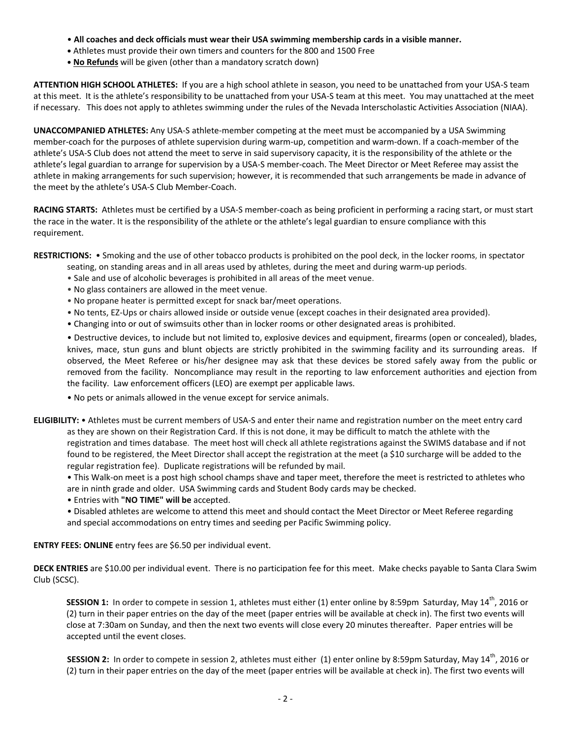- **All coaches and deck officials must wear their USA swimming membership cards in a visible manner.**
- Athletes must provide their own timers and counters for the 800 and 1500 Free
- **No Refunds** will be given (other than a mandatory scratch down)

**ATTENTION HIGH SCHOOL ATHLETES:** If you are a high school athlete in season, you need to be unattached from your USA-S team at this meet. It is the athlete's responsibility to be unattached from your USA-S team at this meet. You may unattached at the meet if necessary. This does not apply to athletes swimming under the rules of the Nevada Interscholastic Activities Association (NIAA).

**UNACCOMPANIED ATHLETES:** Any USA-S athlete-member competing at the meet must be accompanied by a USA Swimming member-coach for the purposes of athlete supervision during warm-up, competition and warm-down. If a coach-member of the athlete's USA-S Club does not attend the meet to serve in said supervisory capacity, it is the responsibility of the athlete or the athlete's legal guardian to arrange for supervision by a USA-S member-coach. The Meet Director or Meet Referee may assist the athlete in making arrangements for such supervision; however, it is recommended that such arrangements be made in advance of the meet by the athlete's USA-S Club Member-Coach.

**RACING STARTS:** Athletes must be certified by a USA-S member-coach as being proficient in performing a racing start, or must start the race in the water. It is the responsibility of the athlete or the athlete's legal guardian to ensure compliance with this requirement.

**RESTRICTIONS:**
- Smoking and the use of other tobacco products is prohibited on the pool deck, in the locker rooms, in spectator seating, on standing areas and in all areas used by athletes, during the meet and during warm-up periods.
- Sale and use of alcoholic beverages is prohibited in all areas of the meet venue.
- No glass containers are allowed in the meet venue.
- No propane heater is permitted except for snack bar/meet operations.
- No tents, EZ-Ups or chairs allowed inside or outside venue (except coaches in their designated area provided).
- Changing into or out of swimsuits other than in locker rooms or other designated areas is prohibited.
- Destructive devices, to include but not limited to, explosive devices and equipment, firearms (open or concealed), blades, knives, mace, stun guns and blunt objects are strictly prohibited in the swimming facility and its surrounding areas. If observed, the Meet Referee or his/her designee may ask that these devices be stored safely away from the public or removed from the facility. Noncompliance may result in the reporting to law enforcement authorities and ejection from the facility. Law enforcement officers (LEO) are exempt per applicable laws.
- No pets or animals allowed in the venue except for service animals.

**ELIGIBILITY:**
- Athletes must be current members of USA-S and enter their name and registration number on the meet entry card as they are shown on their Registration Card. If this is not done, it may be difficult to match the athlete with the registration and times database. The meet host will check all athlete registrations against the SWIMS database and if not found to be registered, the Meet Director shall accept the registration at the meet (a $10 surcharge will be added to the regular registration fee). Duplicate registrations will be refunded by mail.
- This Walk-on meet is a post high school champs shave and taper meet, therefore the meet is restricted to athletes who are in ninth grade and older. USA Swimming cards and Student Body cards may be checked.
- Entries with **"NO TIME" will be** accepted.
- Disabled athletes are welcome to attend this meet and should contact the Meet Director or Meet Referee regarding and special accommodations on entry times and seeding per Pacific Swimming policy.

**ENTRY FEES: ONLINE** entry fees are $6.50 per individual event.

**DECK ENTRIES** are $10.00 per individual event. There is no participation fee for this meet. Make checks payable to Santa Clara Swim Club (SCSC).

**SESSION 1:** In order to compete in session 1, athletes must either (1) enter online by 8:59pm Saturday, May 14th, 2016 or (2) turn in their paper entries on the day of the meet (paper entries will be available at check in). The first two events will close at 7:30am on Sunday, and then the next two events will close every 20 minutes thereafter. Paper entries will be accepted until the event closes.

**SESSION 2:** In order to compete in session 2, athletes must either (1) enter online by 8:59pm Saturday, May 14th, 2016 or (2) turn in their paper entries on the day of the meet (paper entries will be available at check in). The first two events will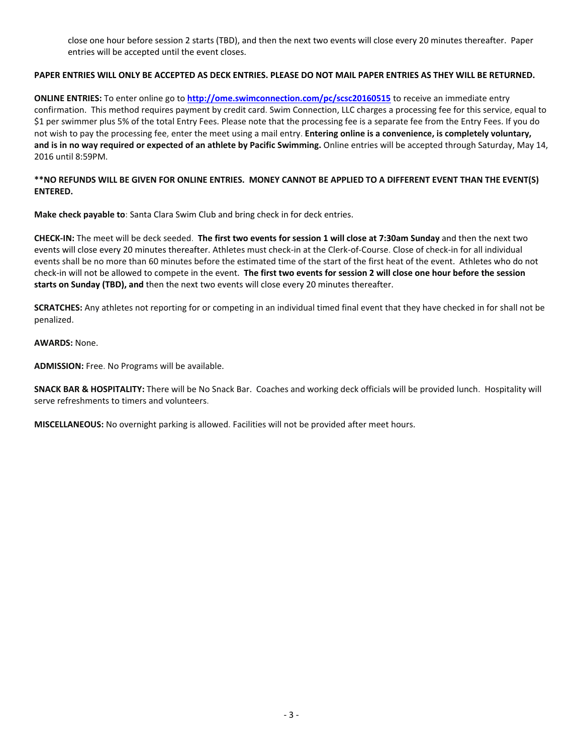close one hour before session 2 starts (TBD), and then the next two events will close every 20 minutes thereafter. Paper entries will be accepted until the event closes.

**PAPER ENTRIES WILL ONLY BE ACCEPTED AS DECK ENTRIES. PLEASE DO NOT MAIL PAPER ENTRIES AS THEY WILL BE RETURNED.**

**ONLINE ENTRIES:** To enter online go to **http://ome.swimconnection.com/pc/scsc20160515** to receive an immediate entry confirmation. This method requires payment by credit card. Swim Connection, LLC charges a processing fee for this service, equal to $1 per swimmer plus 5% of the total Entry Fees. Please note that the processing fee is a separate fee from the Entry Fees. If you do not wish to pay the processing fee, enter the meet using a mail entry. **Entering online is a convenience, is completely voluntary, and is in no way required or expected of an athlete by Pacific Swimming.** Online entries will be accepted through Saturday, May 14, 2016 until 8:59PM.

**\*\*NO REFUNDS WILL BE GIVEN FOR ONLINE ENTRIES. MONEY CANNOT BE APPLIED TO A DIFFERENT EVENT THAN THE EVENT(S) ENTERED.**

**Make check payable to**: Santa Clara Swim Club and bring check in for deck entries.

**CHECK-IN:** The meet will be deck seeded. **The first two events for session 1 will close at 7:30am Sunday** and then the next two events will close every 20 minutes thereafter. Athletes must check-in at the Clerk-of-Course. Close of check-in for all individual events shall be no more than 60 minutes before the estimated time of the start of the first heat of the event. Athletes who do not check-in will not be allowed to compete in the event. **The first two events for session 2 will close one hour before the session starts on Sunday (TBD), and** then the next two events will close every 20 minutes thereafter.

**SCRATCHES:** Any athletes not reporting for or competing in an individual timed final event that they have checked in for shall not be penalized.

**AWARDS:** None.

**ADMISSION:** Free. No Programs will be available.

**SNACK BAR & HOSPITALITY:** There will be No Snack Bar. Coaches and working deck officials will be provided lunch. Hospitality will serve refreshments to timers and volunteers.

**MISCELLANEOUS:** No overnight parking is allowed. Facilities will not be provided after meet hours.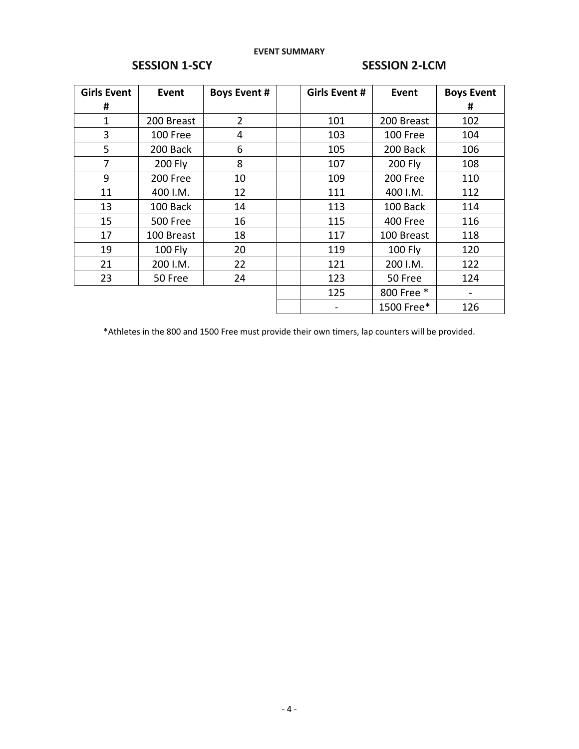**EVENT SUMMARY**

## SESSION 1-SCY

| Girls Event # | Event | Boys Event # |
|---|---|---|
| 1 | 200 Breast | 2 |
| 3 | 100 Free | 4 |
| 5 | 200 Back | 6 |
| 7 | 200 Fly | 8 |
| 9 | 200 Free | 10 |
| 11 | 400 I.M. | 12 |
| 13 | 100 Back | 14 |
| 15 | 500 Free | 16 |
| 17 | 100 Breast | 18 |
| 19 | 100 Fly | 20 |
| 21 | 200 I.M. | 22 |
| 23 | 50 Free | 24 |

## SESSION 2-LCM

| Girls Event # | Event | Boys Event # |
|---|---|---|
| 101 | 200 Breast | 102 |
| 103 | 100 Free | 104 |
| 105 | 200 Back | 106 |
| 107 | 200 Fly | 108 |
| 109 | 200 Free | 110 |
| 111 | 400 I.M. | 112 |
| 113 | 100 Back | 114 |
| 115 | 400 Free | 116 |
| 117 | 100 Breast | 118 |
| 119 | 100 Fly | 120 |
| 121 | 200 I.M. | 122 |
| 123 | 50 Free | 124 |
| 125 | 800 Free * | - |
| - | 1500 Free* | 126 |

*Athletes in the 800 and 1500 Free must provide their own timers, lap counters will be provided.